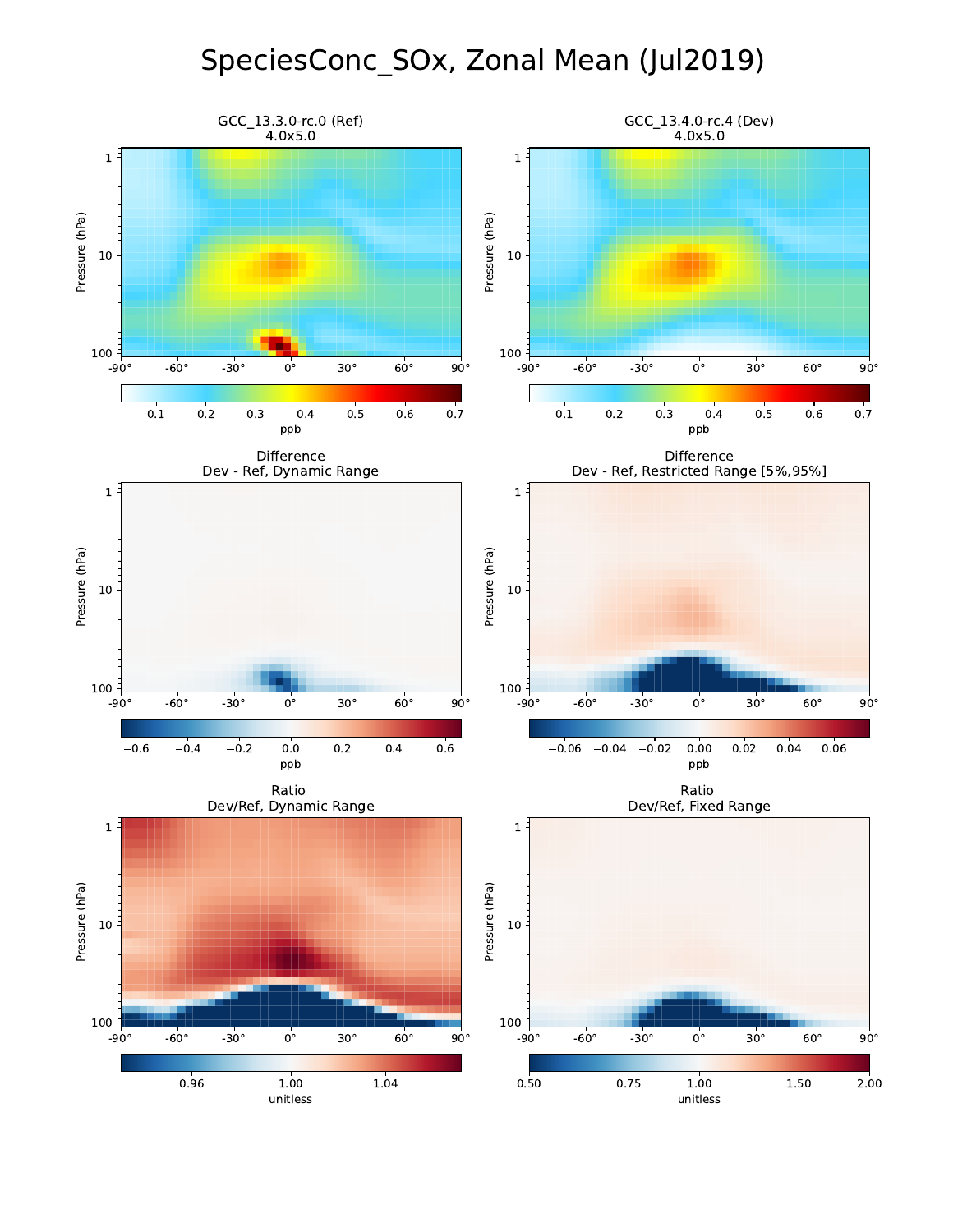# SpeciesConc_SOx, Zonal Mean (Jul2019)

GCC_13.3.0-rc.0 (Ref)
4.0x5.0

GCC_13.4.0-rc.4 (Dev)
4.0x5.0

Difference
Dev - Ref, Dynamic Range

Difference
Dev - Ref, Restricted Range [5%,95%]

Ratio
Dev/Ref, Dynamic Range

Ratio
Dev/Ref, Fixed Range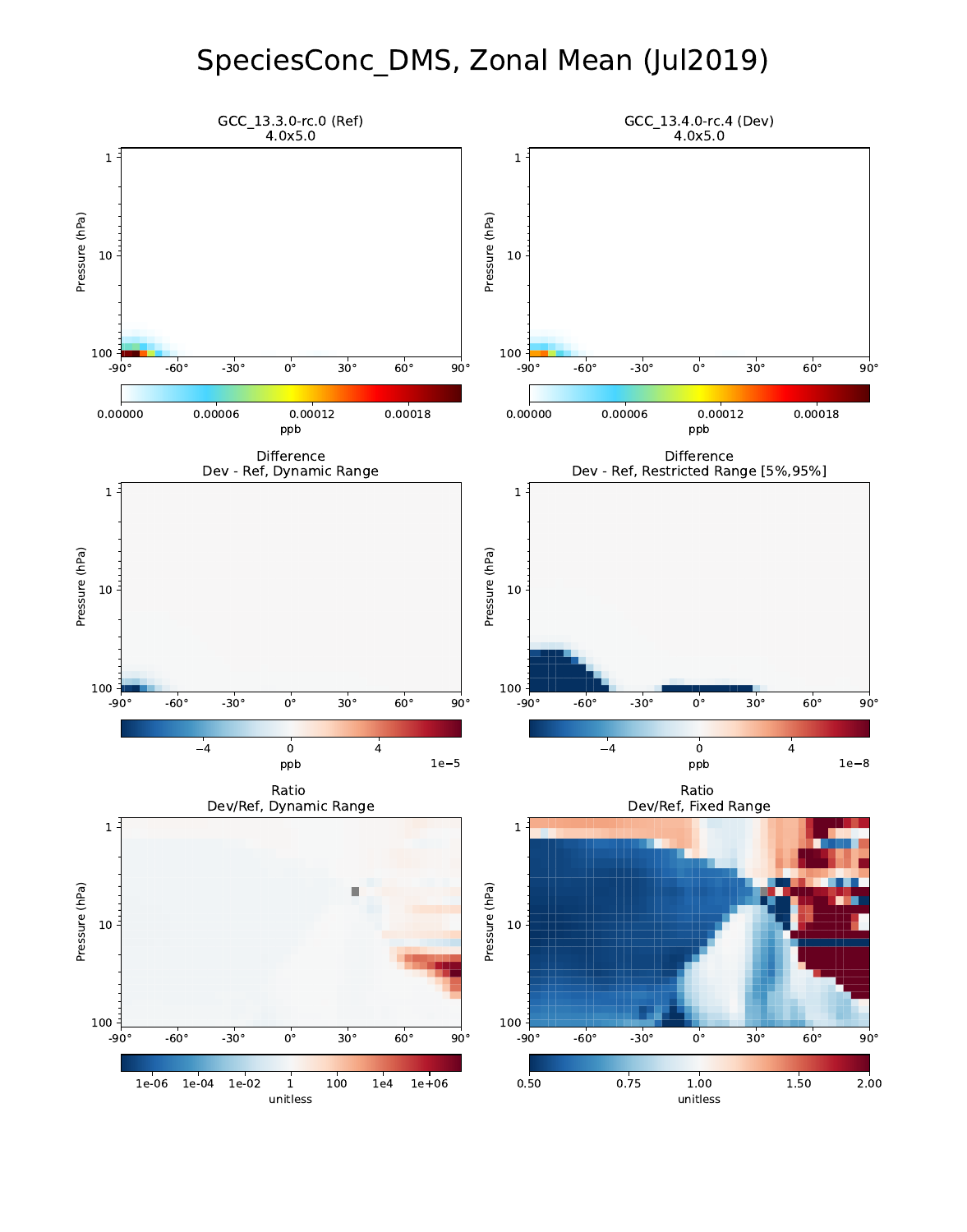# SpeciesConc_DMS, Zonal Mean (Jul2019)

GCC_13.3.0-rc.0 (Ref)
4.0x5.0

GCC_13.4.0-rc.4 (Dev)
4.0x5.0

Difference
Dev - Ref, Dynamic Range

Difference
Dev - Ref, Restricted Range [5%,95%]

Ratio
Dev/Ref, Dynamic Range

Ratio
Dev/Ref, Fixed Range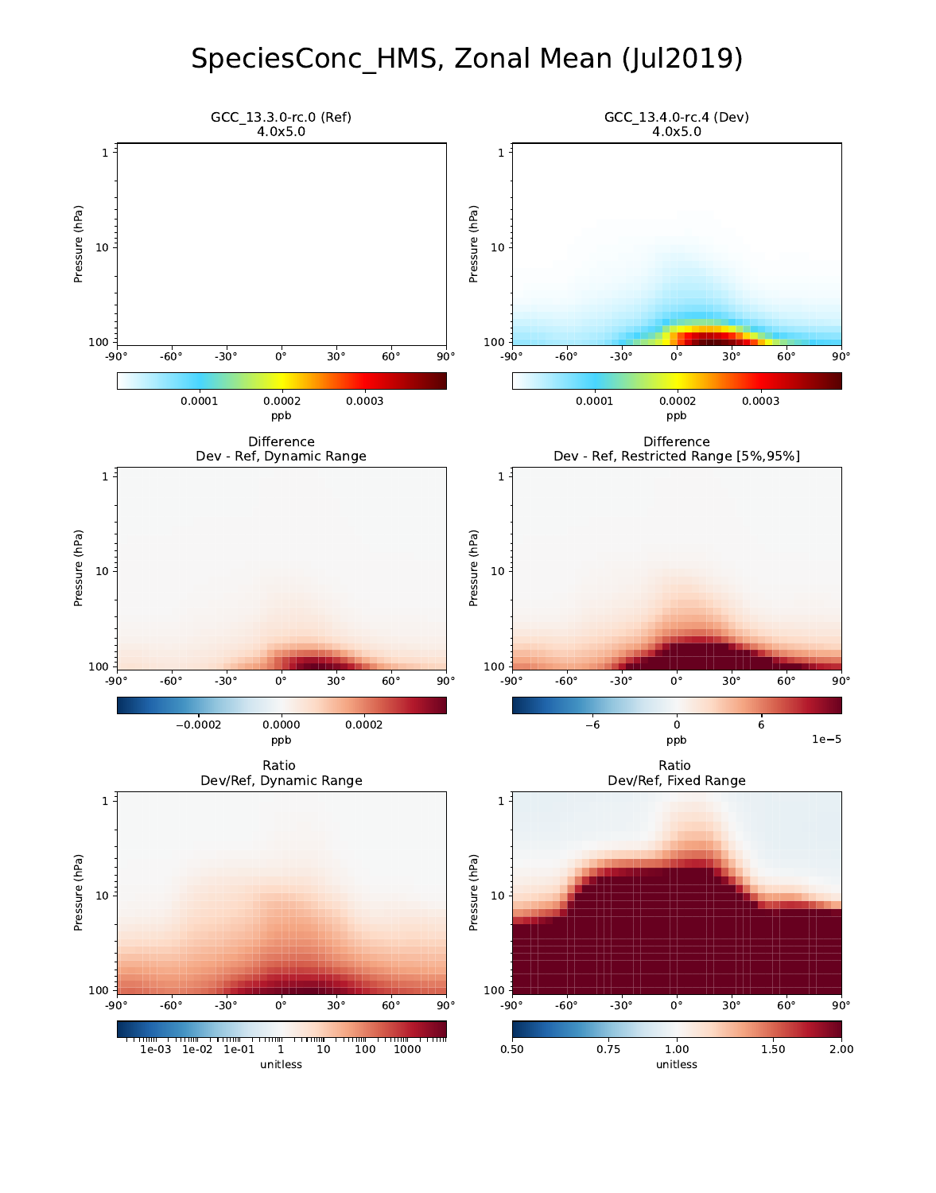# SpeciesConc_HMS, Zonal Mean (Jul2019)

GCC_13.3.0-rc.0 (Ref)
4.0x5.0

GCC_13.4.0-rc.4 (Dev)
4.0x5.0

Difference
Dev - Ref, Dynamic Range

Difference
Dev - Ref, Restricted Range [5%,95%]

Ratio
Dev/Ref, Dynamic Range

Ratio
Dev/Ref, Fixed Range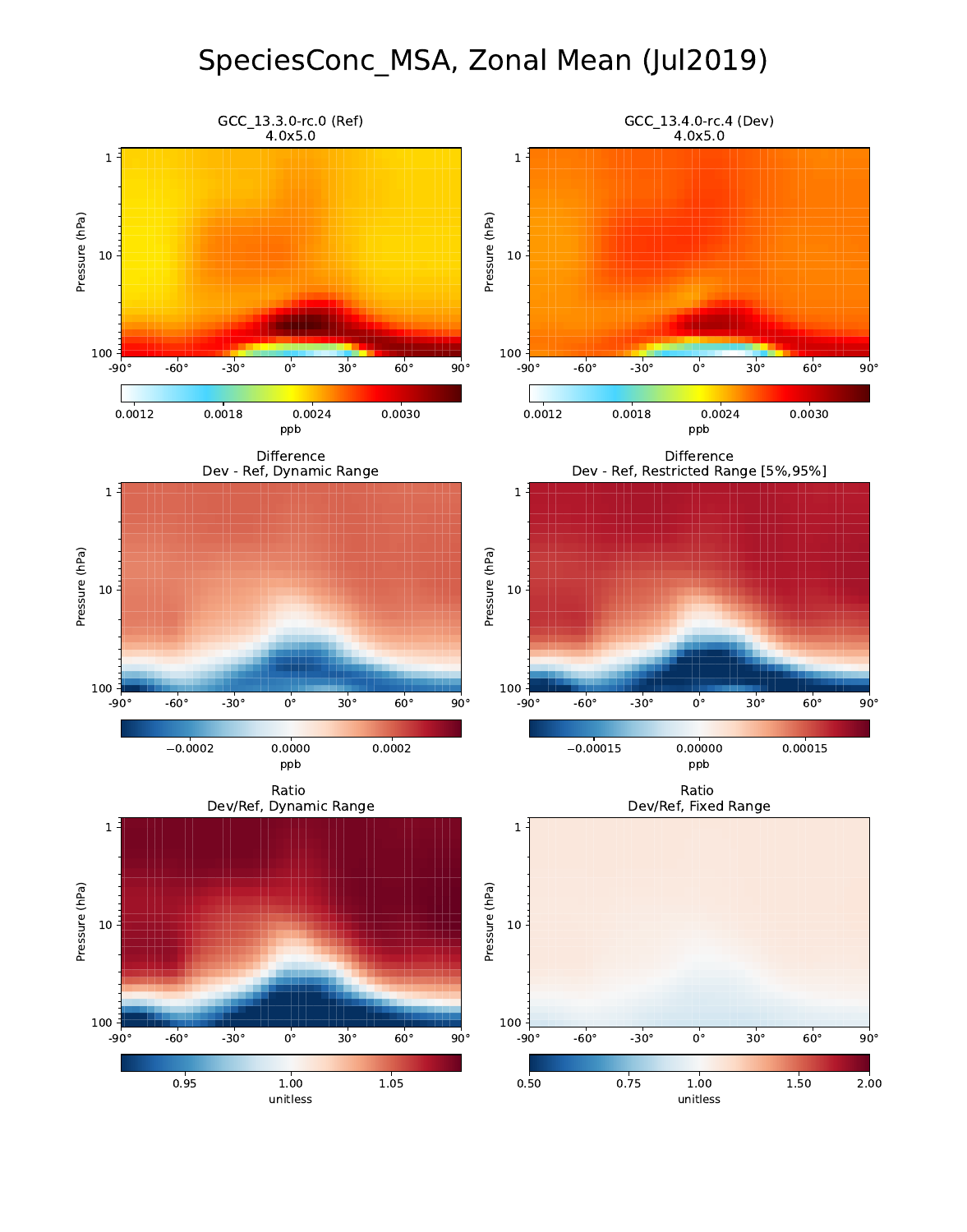# SpeciesConc_MSA, Zonal Mean (Jul2019)

GCC_13.3.0-rc.0 (Ref)
4.0x5.0

GCC_13.4.0-rc.4 (Dev)
4.0x5.0

Difference
Dev - Ref, Dynamic Range

Difference
Dev - Ref, Restricted Range [5%,95%]

Ratio
Dev/Ref, Dynamic Range

Ratio
Dev/Ref, Fixed Range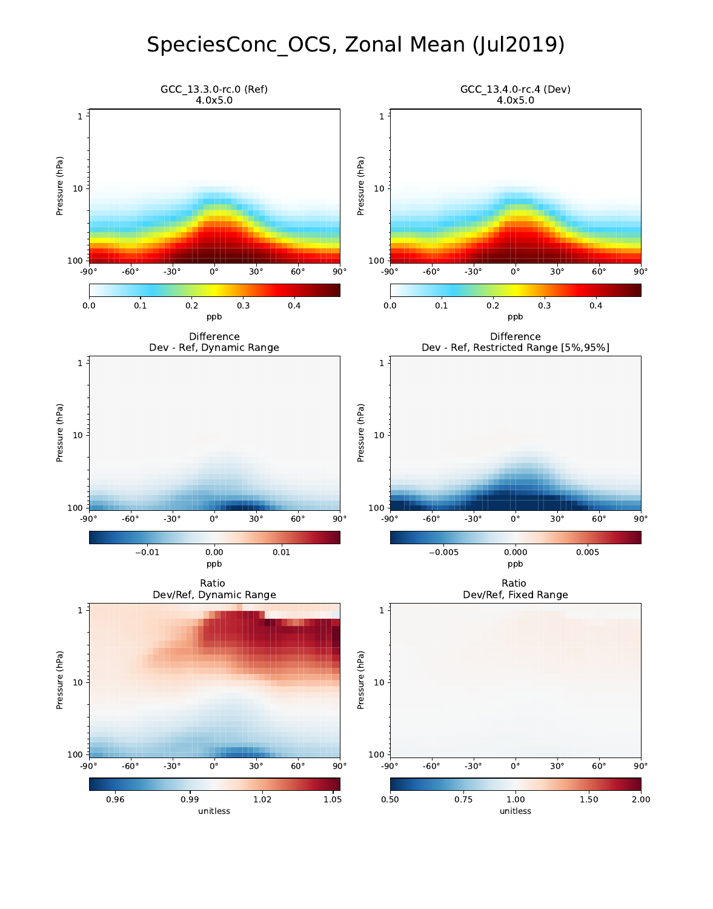# SpeciesConc_OCS, Zonal Mean (Jul2019)

GCC_13.3.0-rc.0 (Ref)
4.0x5.0

GCC_13.4.0-rc.4 (Dev)
4.0x5.0

Pressure (hPa)

ppb

Difference
Dev - Ref, Dynamic Range

Difference
Dev - Ref, Restricted Range [5%,95%]

ppb

Ratio
Dev/Ref, Dynamic Range

Ratio
Dev/Ref, Fixed Range

unitless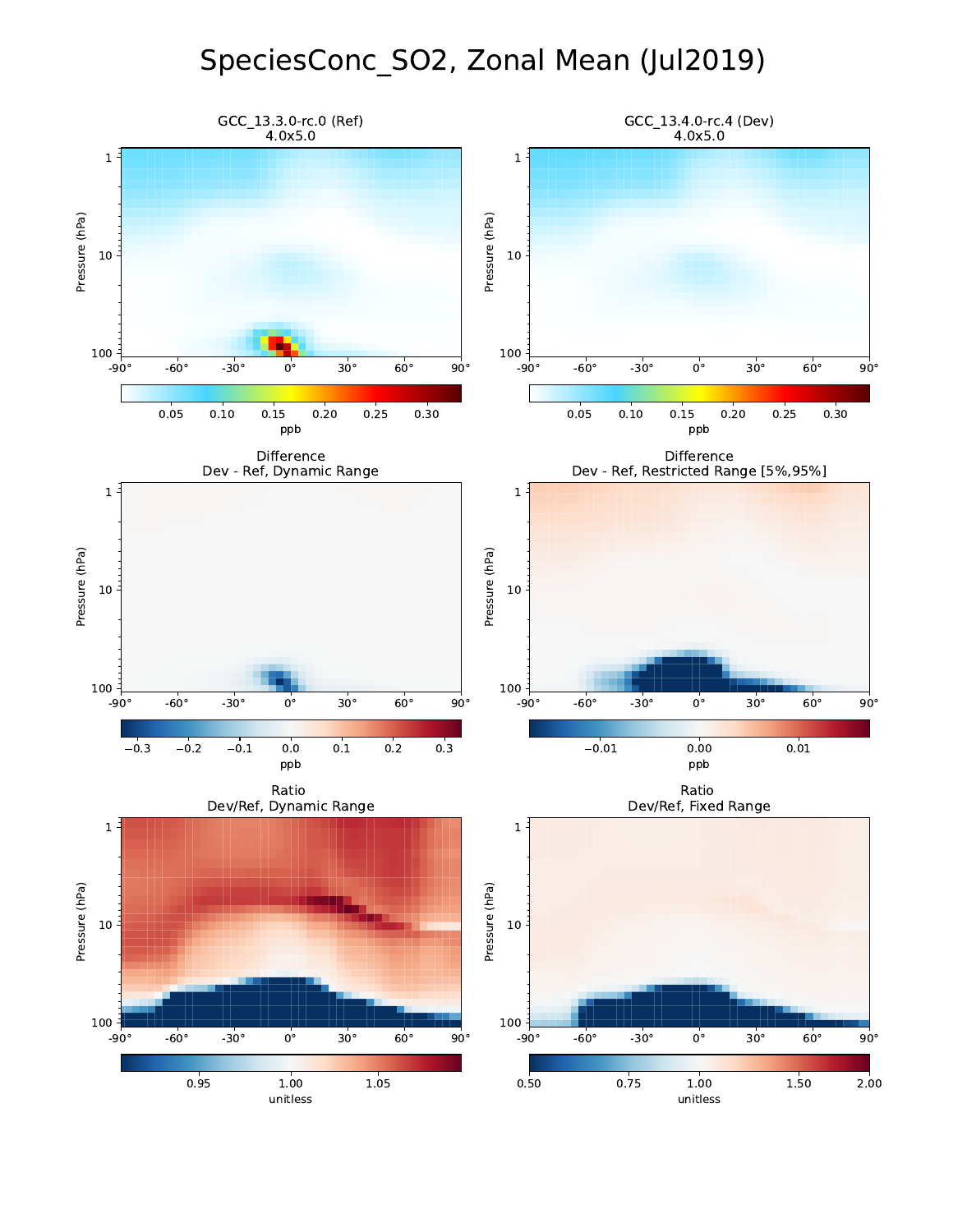# SpeciesConc_SO2, Zonal Mean (Jul2019)

GCC_13.3.0-rc.0 (Ref)
4.0x5.0

GCC_13.4.0-rc.4 (Dev)
4.0x5.0

Difference
Dev - Ref, Dynamic Range

Difference
Dev - Ref, Restricted Range [5%,95%]

Ratio
Dev/Ref, Dynamic Range

Ratio
Dev/Ref, Fixed Range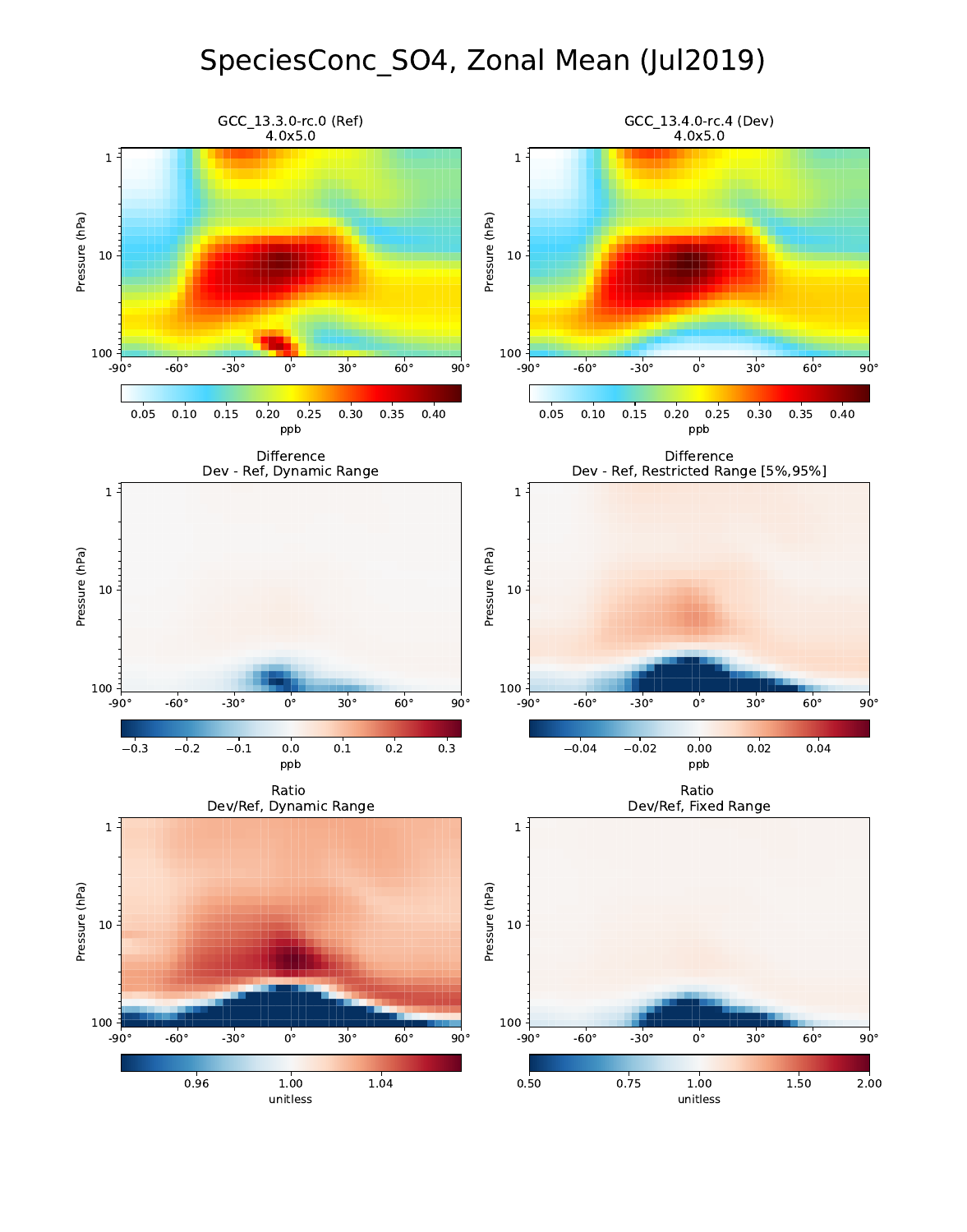# SpeciesConc_SO4, Zonal Mean (Jul2019)

GCC_13.3.0-rc.0 (Ref)
4.0x5.0

Pressure (hPa)
1
10
100
-90° -60° -30° 0° 30° 60° 90°
0.05 0.10 0.15 0.20 0.25 0.30 0.35 0.40
ppb

GCC_13.4.0-rc.4 (Dev)
4.0x5.0

Pressure (hPa)
1
10
100
-90° -60° -30° 0° 30° 60° 90°
0.05 0.10 0.15 0.20 0.25 0.30 0.35 0.40
ppb

Difference
Dev - Ref, Dynamic Range

Pressure (hPa)
1
10
100
-90° -60° -30° 0° 30° 60° 90°
−0.3 −0.2 −0.1 0.0 0.1 0.2 0.3
ppb

Difference
Dev - Ref, Restricted Range [5%,95%]

Pressure (hPa)
1
10
100
-90° -60° -30° 0° 30° 60° 90°
−0.04 −0.02 0.00 0.02 0.04
ppb

Ratio
Dev/Ref, Dynamic Range

Pressure (hPa)
1
10
100
-90° -60° -30° 0° 30° 60° 90°
0.96 1.00 1.04
unitless

Ratio
Dev/Ref, Fixed Range

Pressure (hPa)
1
10
100
-90° -60° -30° 0° 30° 60° 90°
0.50 0.75 1.00 1.50 2.00
unitless